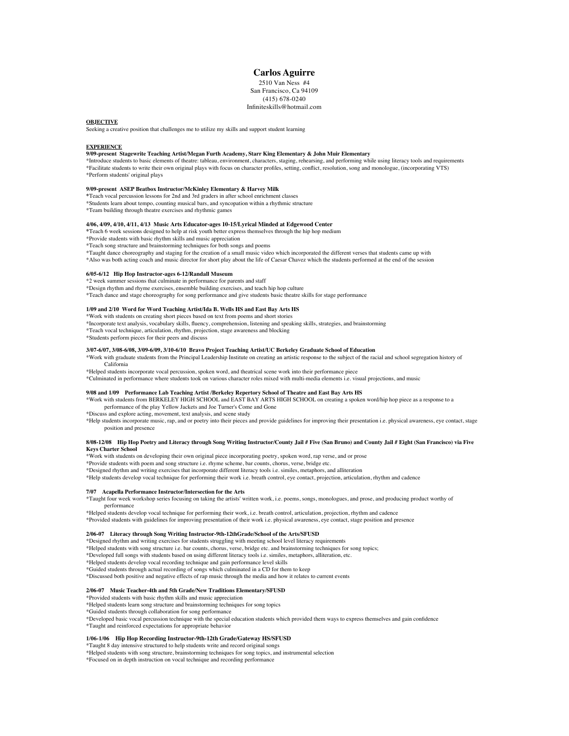# Carlos Aguirre

2510 Van Ness #4
San Francisco, Ca 94109
(415) 678-0240
Infiniteskills@hotmail.com

**OBJECTIVE**

Seeking a creative position that challenges me to utilize my skills and support student learning

**EXPERIENCE**

**9/09-present Stagewrite Teaching Artist/Megan Furth Academy, Starr King Elementary & John Muir Elementary**

*Introduce students to basic elements of theatre: tableau, environment, characters, staging, rehearsing, and performing while using literacy tools and requirements
*Facilitate students to write their own original plays with focus on character profiles, setting, conflict, resolution, song and monologue, (incorporating VTS)
*Perform students' original plays

**9/09-present ASEP Beatbox Instructor/McKinley Elementary & Harvey Milk**

*Teach vocal percussion lessons for 2nd and 3rd graders in after school enrichment classes
*Students learn about tempo, counting musical bars, and syncopation within a rhythmic structure
*Team building through theatre exercises and rhythmic games

**4/06, 4/09, 4/10, 4/11, 4/13 Music Arts Educator-ages 10-15/Lyrical Minded at Edgewood Center**

*Teach 6 week sessions designed to help at risk youth better express themselves through the hip hop medium
*Provide students with basic rhythm skills and music appreciation
*Teach song structure and brainstorming techniques for both songs and poems
*Taught dance choreography and staging for the creation of a small music video which incorporated the different verses that students came up with
*Also was both acting coach and music director for short play about the life of Caesar Chavez which the students performed at the end of the session

**6/05-6/12 Hip Hop Instructor-ages 6-12/Randall Museum**

*2 week summer sessions that culminate in performance for parents and staff
*Design rhythm and rhyme exercises, ensemble building exercises, and teach hip hop culture
*Teach dance and stage choreography for song performance and give students basic theatre skills for stage performance

**1/09 and 2/10 Word for Word Teaching Artist/Ida B. Wells HS and East Bay Arts HS**

*Work with students on creating short pieces based on text from poems and short stories
*Incorporate text analysis, vocabulary skills, fluency, comprehension, listening and speaking skills, strategies, and brainstorming
*Teach vocal technique, articulation, rhythm, projection, stage awareness and blocking
*Students perform pieces for their peers and discuss

**3/07-6/07, 3/08-6/08, 3/09-6/09, 3/10-6/10 Bravo Project Teaching Artist/UC Berkeley Graduate School of Education**

*Work with graduate students from the Principal Leadership Institute on creating an artistic response to the subject of the racial and school segregation history of California
*Helped students incorporate vocal percussion, spoken word, and theatrical scene work into their performance piece
*Culminated in performance where students took on various character roles mixed with multi-media elements i.e. visual projections, and music

**9/08 and 1/09 Performance Lab Teaching Artist /Berkeley Repertory School of Theatre and East Bay Arts HS**

*Work with students from BERKELEY HIGH SCHOOL and EAST BAY ARTS HIGH SCHOOL on creating a spoken word/hip hop piece as a response to a performance of the play Yellow Jackets and Joe Turner's Come and Gone
*Discuss and explore acting, movement, text analysis, and scene study
*Help students incorporate music, rap, and or poetry into their pieces and provide guidelines for improving their presentation i.e. physical awareness, eye contact, stage position and presence

**8/08-12/08 Hip Hop Poetry and Literacy through Song Writing Instructor/County Jail # Five (San Bruno) and County Jail # Eight (San Francisco) via Five Keys Charter School**

*Work with students on developing their own original piece incorporating poetry, spoken word, rap verse, and or prose
*Provide students with poem and song structure i.e. rhyme scheme, bar counts, chorus, verse, bridge etc.
*Designed rhythm and writing exercises that incorporate different literacy tools i.e. similes, metaphors, and alliteration
*Help students develop vocal technique for performing their work i.e. breath control, eye contact, projection, articulation, rhythm and cadence

**7/07 Acapella Performance Instructor/Intersection for the Arts**

*Taught four week workshop series focusing on taking the artists' written work, i.e. poems, songs, monologues, and prose, and producing product worthy of performance
*Helped students develop vocal technique for performing their work, i.e. breath control, articulation, projection, rhythm and cadence
*Provided students with guidelines for improving presentation of their work i.e. physical awareness, eye contact, stage position and presence

**2/06-07 Literacy through Song Writing Instructor-9th-12thGrade/School of the Arts/SFUSD**

*Designed rhythm and writing exercises for students struggling with meeting school level literacy requirements
*Helped students with song structure i.e. bar counts, chorus, verse, bridge etc. and brainstorming techniques for song topics;
*Developed full songs with students based on using different literacy tools i.e. similes, metaphors, alliteration, etc.
*Helped students develop vocal recording technique and gain performance level skills
*Guided students through actual recording of songs which culminated in a CD for them to keep
*Discussed both positive and negative effects of rap music through the media and how it relates to current events

**2/06-07 Music Teacher-4th and 5th Grade/New Traditions Elementary/SFUSD**

*Provided students with basic rhythm skills and music appreciation
*Helped students learn song structure and brainstorming techniques for song topics
*Guided students through collaboration for song performance
*Developed basic vocal percussion technique with the special education students which provided them ways to express themselves and gain confidence
*Taught and reinforced expectations for appropriate behavior

**1/06-1/06 Hip Hop Recording Instructor-9th-12th Grade/Gateway HS/SFUSD**

*Taught 8 day intensive structured to help students write and record original songs
*Helped students with song structure, brainstorming techniques for song topics, and instrumental selection
*Focused on in depth instruction on vocal technique and recording performance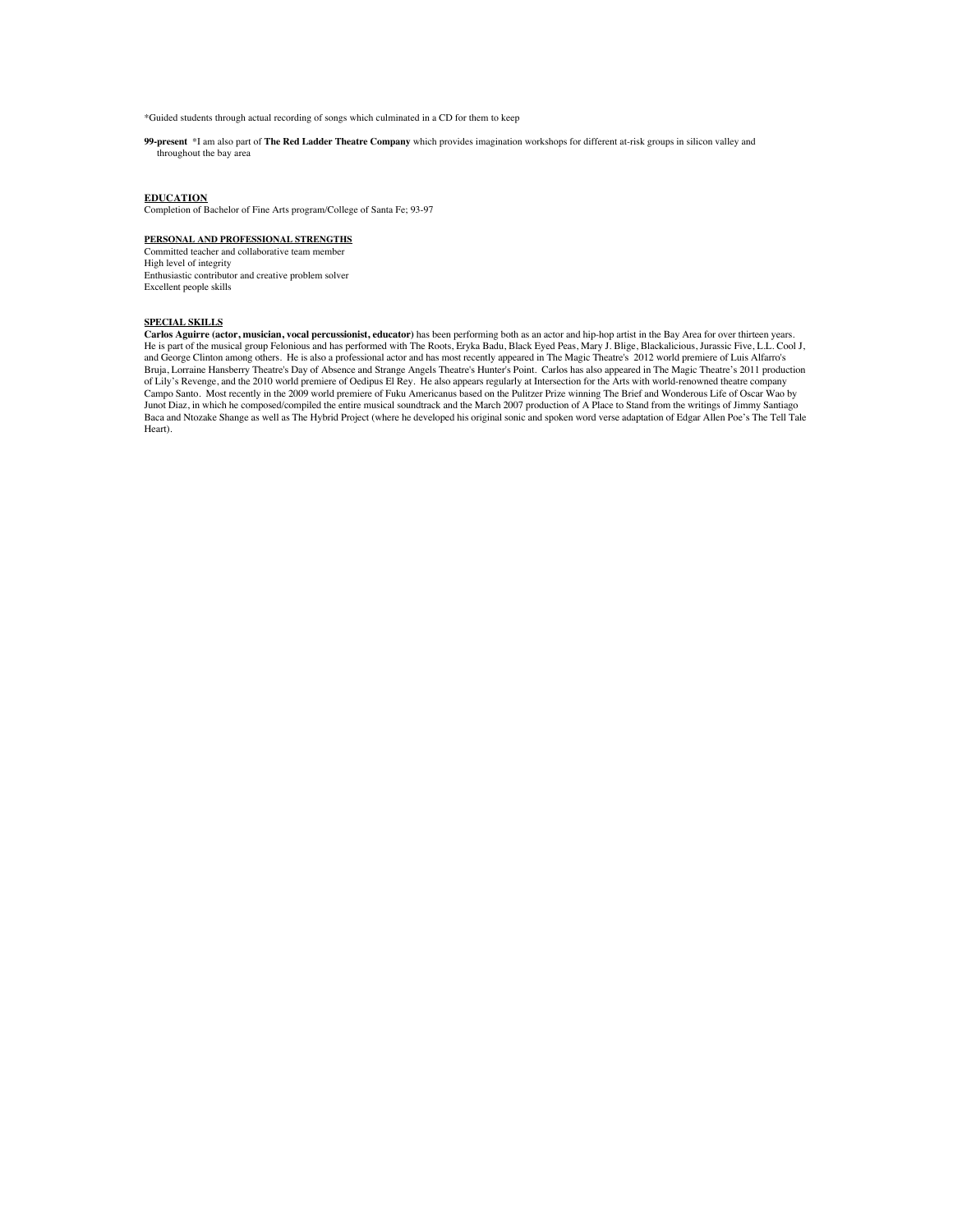*Guided students through actual recording of songs which culminated in a CD for them to keep

**99-present** *I am also part of **The Red Ladder Theatre Company** which provides imagination workshops for different at-risk groups in silicon valley and throughout the bay area

## EDUCATION

Completion of Bachelor of Fine Arts program/College of Santa Fe; 93-97

## PERSONAL AND PROFESSIONAL STRENGTHS

Committed teacher and collaborative team member
High level of integrity
Enthusiastic contributor and creative problem solver
Excellent people skills

## SPECIAL SKILLS

**Carlos Aguirre (actor, musician, vocal percussionist, educator)** has been performing both as an actor and hip-hop artist in the Bay Area for over thirteen years. He is part of the musical group Felonious and has performed with The Roots, Eryka Badu, Black Eyed Peas, Mary J. Blige, Blackalicious, Jurassic Five, L.L. Cool J, and George Clinton among others. He is also a professional actor and has most recently appeared in The Magic Theatre's 2012 world premiere of Luis Alfarro's Bruja, Lorraine Hansberry Theatre's Day of Absence and Strange Angels Theatre's Hunter's Point. Carlos has also appeared in The Magic Theatre's 2011 production of Lily's Revenge, and the 2010 world premiere of Oedipus El Rey. He also appears regularly at Intersection for the Arts with world-renowned theatre company Campo Santo. Most recently in the 2009 world premiere of Fuku Americanus based on the Pulitzer Prize winning The Brief and Wonderous Life of Oscar Wao by Junot Diaz, in which he composed/compiled the entire musical soundtrack and the March 2007 production of A Place to Stand from the writings of Jimmy Santiago Baca and Ntozake Shange as well as The Hybrid Project (where he developed his original sonic and spoken word verse adaptation of Edgar Allen Poe's The Tell Tale Heart).